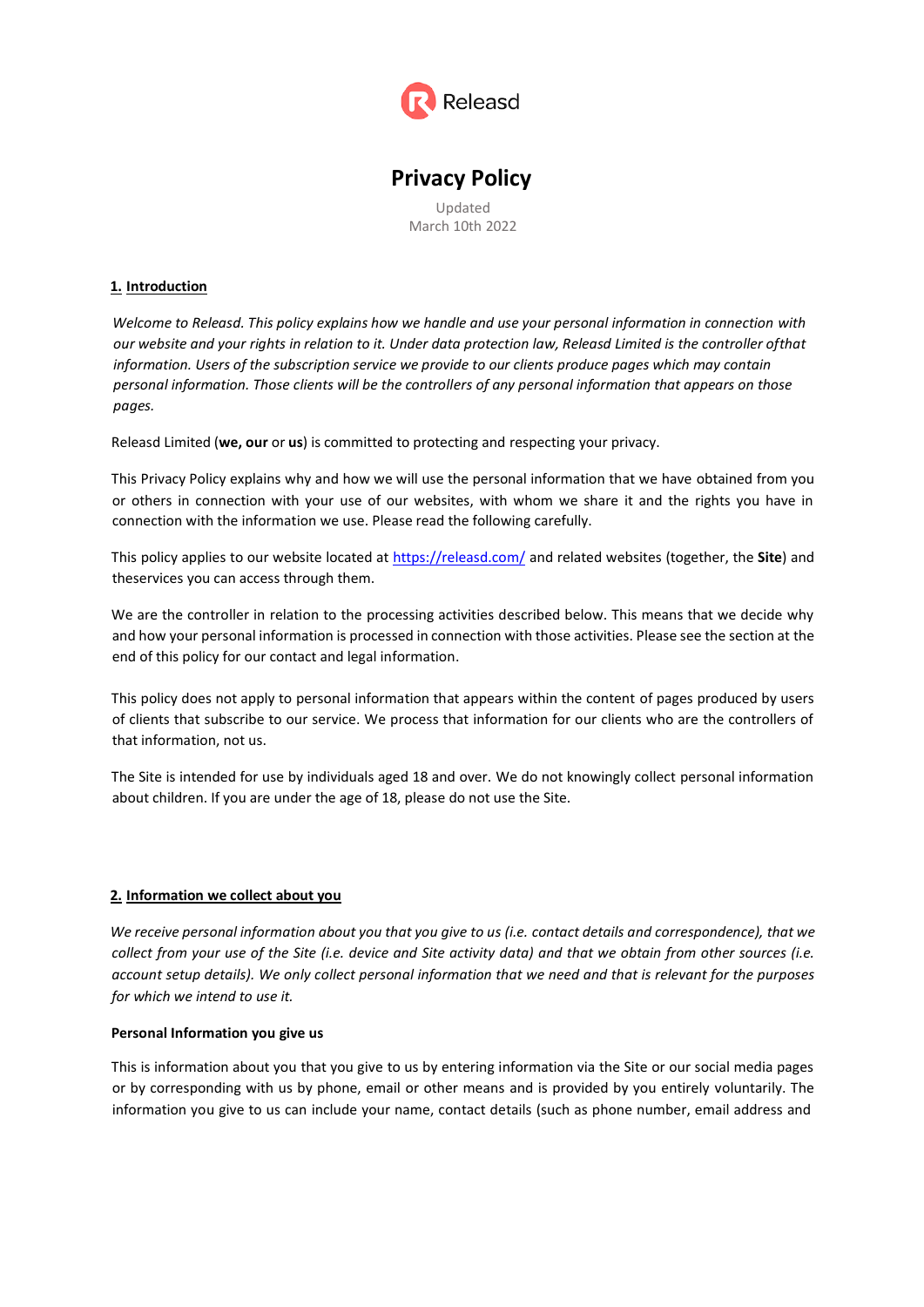Releasd

# Privacy Policy

Updated
March 10th 2022

## 1. Introduction

*Welcome to Releasd. This policy explains how we handle and use your personal information in connection with our website and your rights in relation to it. Under data protection law, Releasd Limited is the controller ofthat information. Users of the subscription service we provide to our clients produce pages which may contain personal information. Those clients will be the controllers of any personal information that appears on those pages.*

Releasd Limited (**we, our** or **us**) is committed to protecting and respecting your privacy.

This Privacy Policy explains why and how we will use the personal information that we have obtained from you or others in connection with your use of our websites, with whom we share it and the rights you have in connection with the information we use. Please read the following carefully.

This policy applies to our website located at [https://releasd.com/](https://releasd.com/) and related websites (together, the **Site**) and theservices you can access through them.

We are the controller in relation to the processing activities described below. This means that we decide why and how your personal information is processed in connection with those activities. Please see the section at the end of this policy for our contact and legal information.

This policy does not apply to personal information that appears within the content of pages produced by users of clients that subscribe to our service. We process that information for our clients who are the controllers of that information, not us.

The Site is intended for use by individuals aged 18 and over. We do not knowingly collect personal information about children. If you are under the age of 18, please do not use the Site.

## 2. Information we collect about you

*We receive personal information about you that you give to us (i.e. contact details and correspondence), that we collect from your use of the Site (i.e. device and Site activity data) and that we obtain from other sources (i.e. account setup details). We only collect personal information that we need and that is relevant for the purposes for which we intend to use it.*

**Personal Information you give us**

This is information about you that you give to us by entering information via the Site or our social media pages or by corresponding with us by phone, email or other means and is provided by you entirely voluntarily. The information you give to us can include your name, contact details (such as phone number, email address and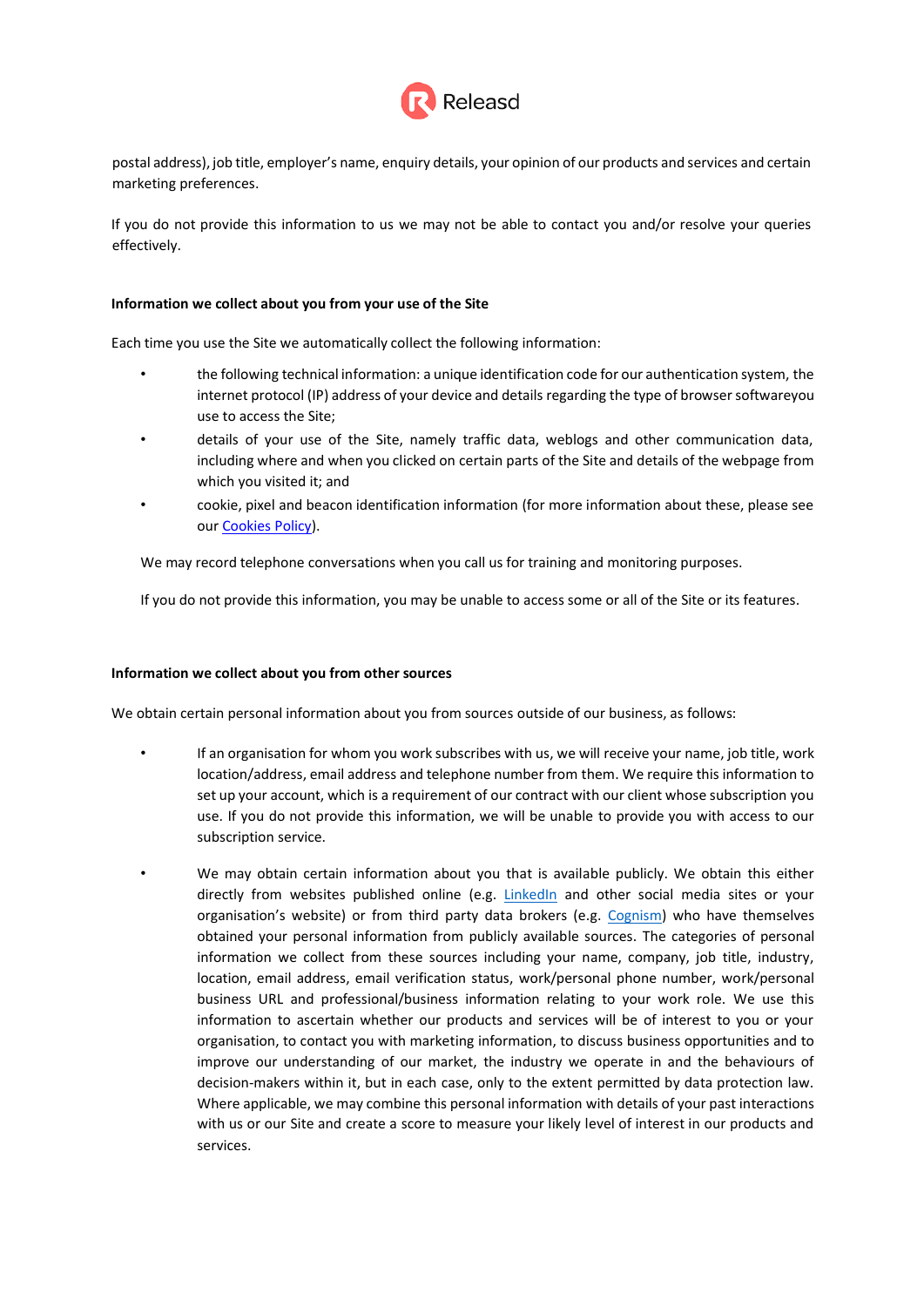postal address), job title, employer's name, enquiry details, your opinion of our products and services and certain marketing preferences.

If you do not provide this information to us we may not be able to contact you and/or resolve your queries effectively.

**Information we collect about you from your use of the Site**

Each time you use the Site we automatically collect the following information:

- the following technical information: a unique identification code for our authentication system, the internet protocol (IP) address of your device and details regarding the type of browser softwareyou use to access the Site;
- details of your use of the Site, namely traffic data, weblogs and other communication data, including where and when you clicked on certain parts of the Site and details of the webpage from which you visited it; and
- cookie, pixel and beacon identification information (for more information about these, please see our Cookies Policy).

We may record telephone conversations when you call us for training and monitoring purposes.

If you do not provide this information, you may be unable to access some or all of the Site or its features.

**Information we collect about you from other sources**

We obtain certain personal information about you from sources outside of our business, as follows:

- If an organisation for whom you work subscribes with us, we will receive your name, job title, work location/address, email address and telephone number from them. We require this information to set up your account, which is a requirement of our contract with our client whose subscription you use. If you do not provide this information, we will be unable to provide you with access to our subscription service.

- We may obtain certain information about you that is available publicly. We obtain this either directly from websites published online (e.g. LinkedIn and other social media sites or your organisation's website) or from third party data brokers (e.g. Cognism) who have themselves obtained your personal information from publicly available sources. The categories of personal information we collect from these sources including your name, company, job title, industry, location, email address, email verification status, work/personal phone number, work/personal business URL and professional/business information relating to your work role. We use this information to ascertain whether our products and services will be of interest to you or your organisation, to contact you with marketing information, to discuss business opportunities and to improve our understanding of our market, the industry we operate in and the behaviours of decision-makers within it, but in each case, only to the extent permitted by data protection law. Where applicable, we may combine this personal information with details of your past interactions with us or our Site and create a score to measure your likely level of interest in our products and services.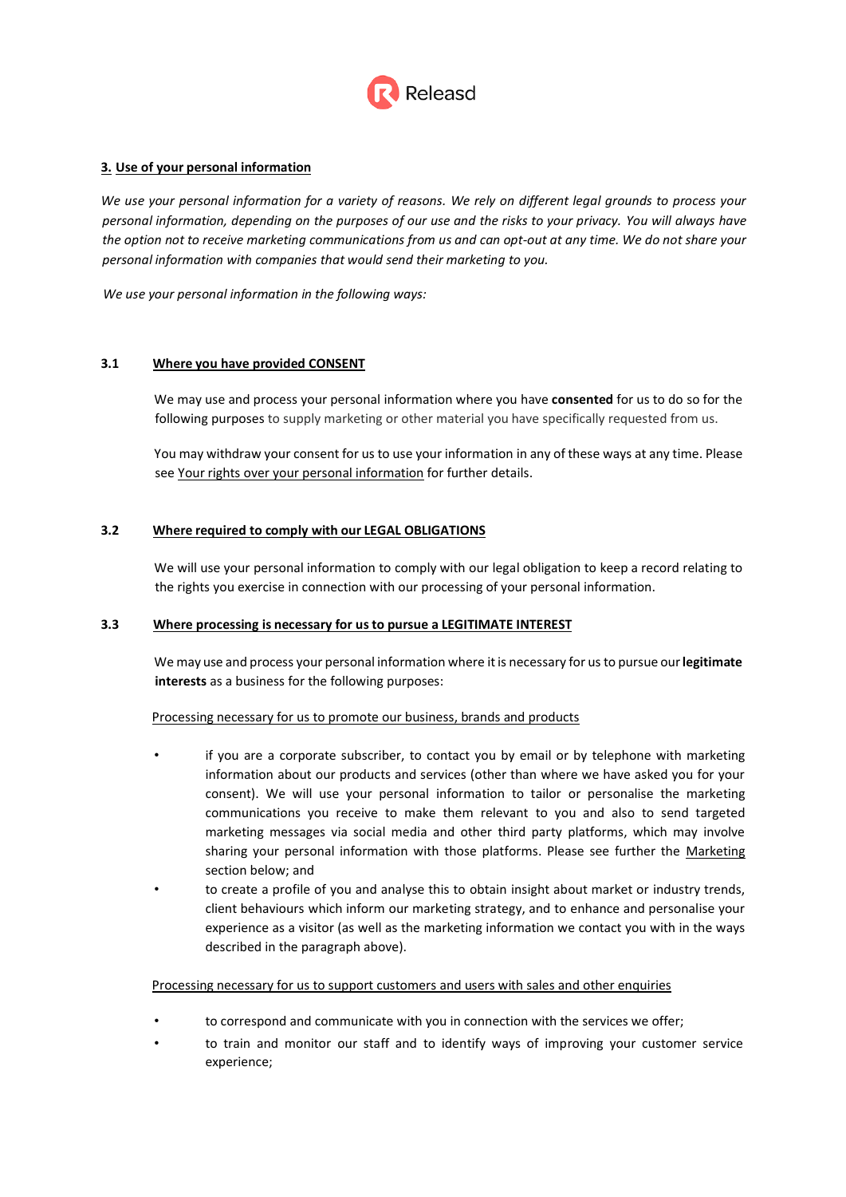## 3. Use of your personal information

*We use your personal information for a variety of reasons. We rely on different legal grounds to process your personal information, depending on the purposes of our use and the risks to your privacy. You will always have the option not to receive marketing communications from us and can opt-out at any time. We do not share your personal information with companies that would send their marketing to you.*

*We use your personal information in the following ways:*

### 3.1 Where you have provided CONSENT

We may use and process your personal information where you have **consented** for us to do so for the following purposes to supply marketing or other material you have specifically requested from us.

You may withdraw your consent for us to use your information in any of these ways at any time. Please see Your rights over your personal information for further details.

### 3.2 Where required to comply with our LEGAL OBLIGATIONS

We will use your personal information to comply with our legal obligation to keep a record relating to the rights you exercise in connection with our processing of your personal information.

### 3.3 Where processing is necessary for us to pursue a LEGITIMATE INTEREST

We may use and process your personal information where it is necessary for us to pursue our **legitimate interests** as a business for the following purposes:

Processing necessary for us to promote our business, brands and products

- if you are a corporate subscriber, to contact you by email or by telephone with marketing information about our products and services (other than where we have asked you for your consent). We will use your personal information to tailor or personalise the marketing communications you receive to make them relevant to you and also to send targeted marketing messages via social media and other third party platforms, which may involve sharing your personal information with those platforms. Please see further the Marketing section below; and
- to create a profile of you and analyse this to obtain insight about market or industry trends, client behaviours which inform our marketing strategy, and to enhance and personalise your experience as a visitor (as well as the marketing information we contact you with in the ways described in the paragraph above).

Processing necessary for us to support customers and users with sales and other enquiries

- to correspond and communicate with you in connection with the services we offer;
- to train and monitor our staff and to identify ways of improving your customer service experience;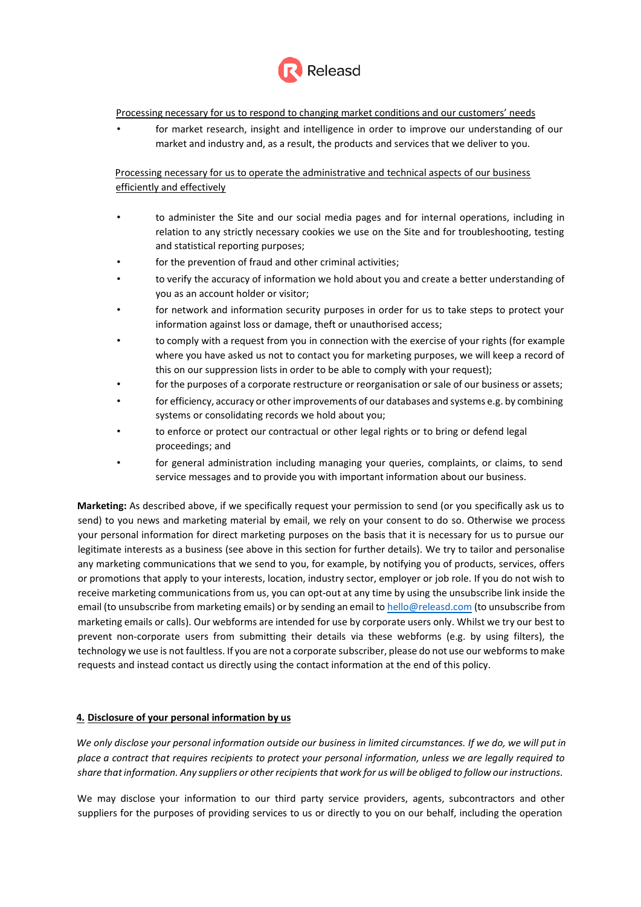Processing necessary for us to respond to changing market conditions and our customers' needs

- for market research, insight and intelligence in order to improve our understanding of our market and industry and, as a result, the products and services that we deliver to you.

Processing necessary for us to operate the administrative and technical aspects of our business efficiently and effectively

- to administer the Site and our social media pages and for internal operations, including in relation to any strictly necessary cookies we use on the Site and for troubleshooting, testing and statistical reporting purposes;
- for the prevention of fraud and other criminal activities;
- to verify the accuracy of information we hold about you and create a better understanding of you as an account holder or visitor;
- for network and information security purposes in order for us to take steps to protect your information against loss or damage, theft or unauthorised access;
- to comply with a request from you in connection with the exercise of your rights (for example where you have asked us not to contact you for marketing purposes, we will keep a record of this on our suppression lists in order to be able to comply with your request);
- for the purposes of a corporate restructure or reorganisation or sale of our business or assets;
- for efficiency, accuracy or other improvements of our databases and systems e.g. by combining systems or consolidating records we hold about you;
- to enforce or protect our contractual or other legal rights or to bring or defend legal proceedings; and
- for general administration including managing your queries, complaints, or claims, to send service messages and to provide you with important information about our business.

**Marketing:** As described above, if we specifically request your permission to send (or you specifically ask us to send) to you news and marketing material by email, we rely on your consent to do so. Otherwise we process your personal information for direct marketing purposes on the basis that it is necessary for us to pursue our legitimate interests as a business (see above in this section for further details). We try to tailor and personalise any marketing communications that we send to you, for example, by notifying you of products, services, offers or promotions that apply to your interests, location, industry sector, employer or job role. If you do not wish to receive marketing communications from us, you can opt-out at any time by using the unsubscribe link inside the email (to unsubscribe from marketing emails) or by sending an email to hello@releasd.com (to unsubscribe from marketing emails or calls). Our webforms are intended for use by corporate users only. Whilst we try our best to prevent non-corporate users from submitting their details via these webforms (e.g. by using filters), the technology we use is not faultless. If you are not a corporate subscriber, please do not use our webforms to make requests and instead contact us directly using the contact information at the end of this policy.

## 4. Disclosure of your personal information by us

*We only disclose your personal information outside our business in limited circumstances. If we do, we will put in place a contract that requires recipients to protect your personal information, unless we are legally required to share that information. Any suppliers or other recipients that work for us will be obliged to follow our instructions.*

We may disclose your information to our third party service providers, agents, subcontractors and other suppliers for the purposes of providing services to us or directly to you on our behalf, including the operation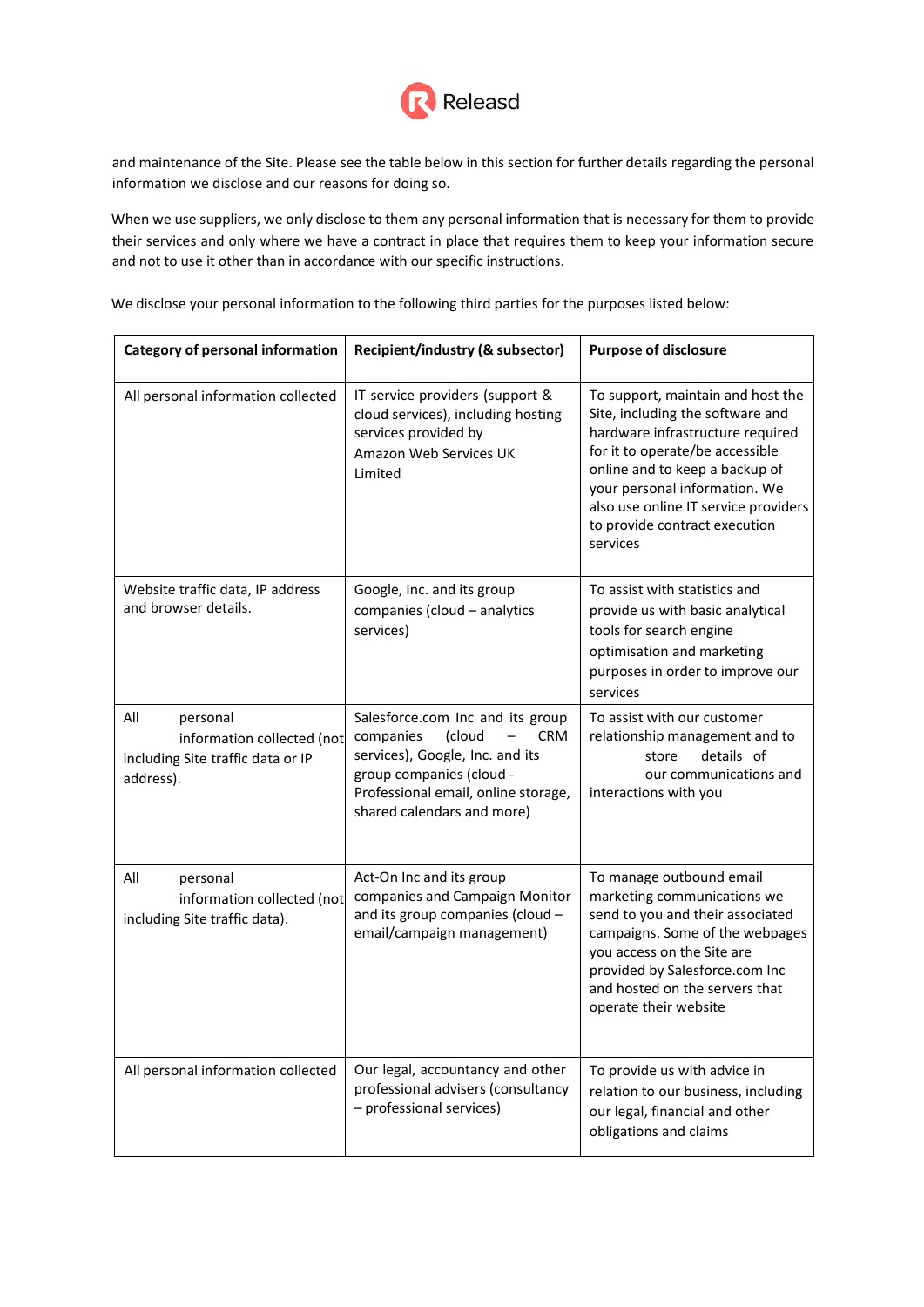and maintenance of the Site. Please see the table below in this section for further details regarding the personal information we disclose and our reasons for doing so.

When we use suppliers, we only disclose to them any personal information that is necessary for them to provide their services and only where we have a contract in place that requires them to keep your information secure and not to use it other than in accordance with our specific instructions.

We disclose your personal information to the following third parties for the purposes listed below:

| Category of personal information | Recipient/industry (& subsector) | Purpose of disclosure |
|---|---|---|
| All personal information collected | IT service providers (support & cloud services), including hosting services provided by Amazon Web Services UK Limited | To support, maintain and host the Site, including the software and hardware infrastructure required for it to operate/be accessible online and to keep a backup of your personal information. We also use online IT service providers to provide contract execution services |
| Website traffic data, IP address and browser details. | Google, Inc. and its group companies (cloud – analytics services) | To assist with statistics and provide us with basic analytical tools for search engine optimisation and marketing purposes in order to improve our services |
| All personal information collected (not including Site traffic data or IP address). | Salesforce.com Inc and its group companies (cloud – CRM services), Google, Inc. and its group companies (cloud - Professional email, online storage, shared calendars and more) | To assist with our customer relationship management and to store details of our communications and interactions with you |
| All personal information collected (not including Site traffic data). | Act-On Inc and its group companies and Campaign Monitor and its group companies (cloud – email/campaign management) | To manage outbound email marketing communications we send to you and their associated campaigns. Some of the webpages you access on the Site are provided by Salesforce.com Inc and hosted on the servers that operate their website |
| All personal information collected | Our legal, accountancy and other professional advisers (consultancy – professional services) | To provide us with advice in relation to our business, including our legal, financial and other obligations and claims |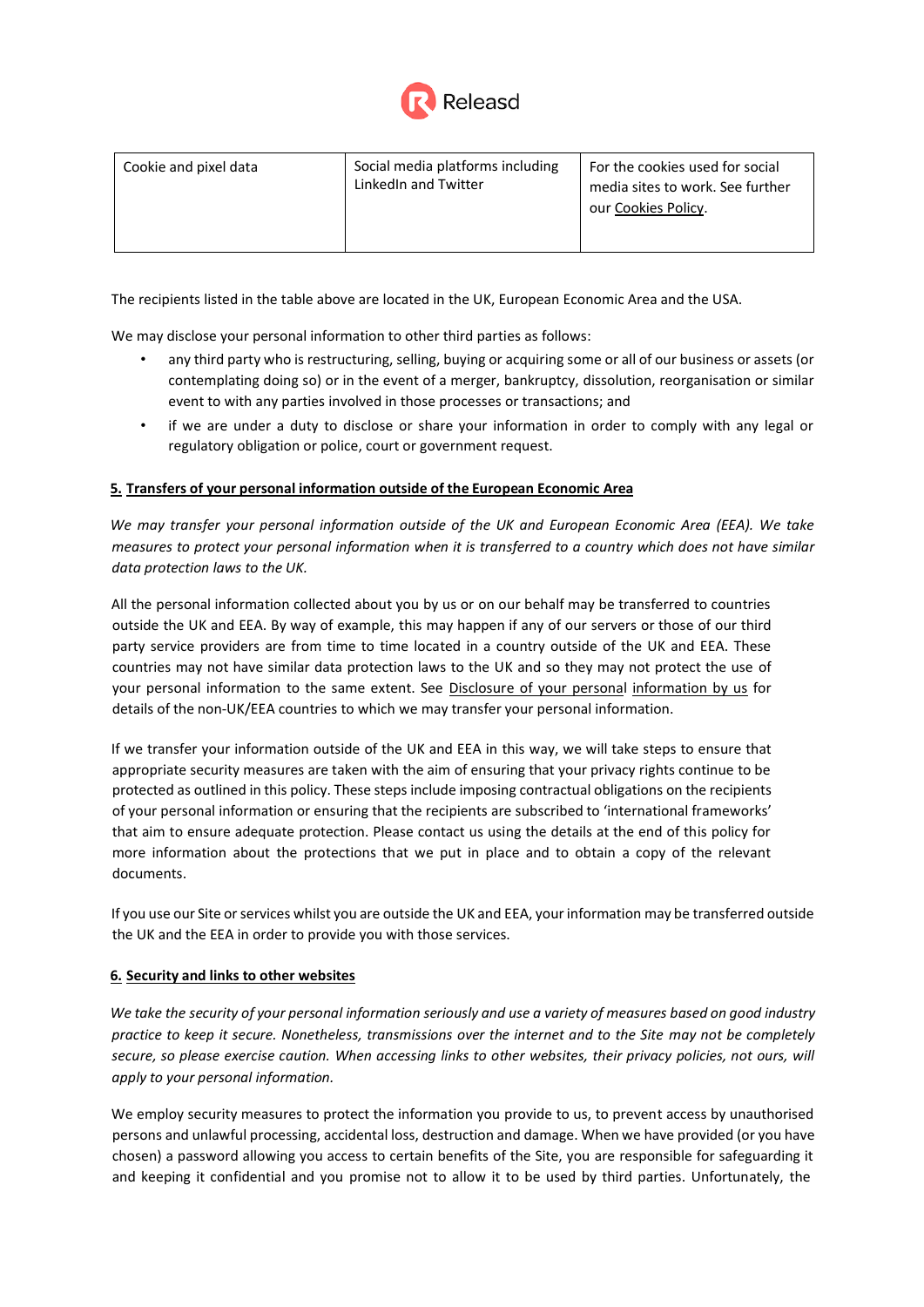| Cookie and pixel data | Social media platforms including LinkedIn and Twitter | For the cookies used for social media sites to work. See further our Cookies Policy. |
|---|---|---|

The recipients listed in the table above are located in the UK, European Economic Area and the USA.

We may disclose your personal information to other third parties as follows:

- any third party who is restructuring, selling, buying or acquiring some or all of our business or assets (or contemplating doing so) or in the event of a merger, bankruptcy, dissolution, reorganisation or similar event to with any parties involved in those processes or transactions; and
- if we are under a duty to disclose or share your information in order to comply with any legal or regulatory obligation or police, court or government request.

## 5. Transfers of your personal information outside of the European Economic Area

*We may transfer your personal information outside of the UK and European Economic Area (EEA). We take measures to protect your personal information when it is transferred to a country which does not have similar data protection laws to the UK.*

All the personal information collected about you by us or on our behalf may be transferred to countries outside the UK and EEA. By way of example, this may happen if any of our servers or those of our third party service providers are from time to time located in a country outside of the UK and EEA. These countries may not have similar data protection laws to the UK and so they may not protect the use of your personal information to the same extent. See Disclosure of your personal information by us for details of the non-UK/EEA countries to which we may transfer your personal information.

If we transfer your information outside of the UK and EEA in this way, we will take steps to ensure that appropriate security measures are taken with the aim of ensuring that your privacy rights continue to be protected as outlined in this policy. These steps include imposing contractual obligations on the recipients of your personal information or ensuring that the recipients are subscribed to 'international frameworks' that aim to ensure adequate protection. Please contact us using the details at the end of this policy for more information about the protections that we put in place and to obtain a copy of the relevant documents.

If you use our Site or services whilst you are outside the UK and EEA, your information may be transferred outside the UK and the EEA in order to provide you with those services.

## 6. Security and links to other websites

*We take the security of your personal information seriously and use a variety of measures based on good industry practice to keep it secure. Nonetheless, transmissions over the internet and to the Site may not be completely secure, so please exercise caution. When accessing links to other websites, their privacy policies, not ours, will apply to your personal information.*

We employ security measures to protect the information you provide to us, to prevent access by unauthorised persons and unlawful processing, accidental loss, destruction and damage. When we have provided (or you have chosen) a password allowing you access to certain benefits of the Site, you are responsible for safeguarding it and keeping it confidential and you promise not to allow it to be used by third parties. Unfortunately, the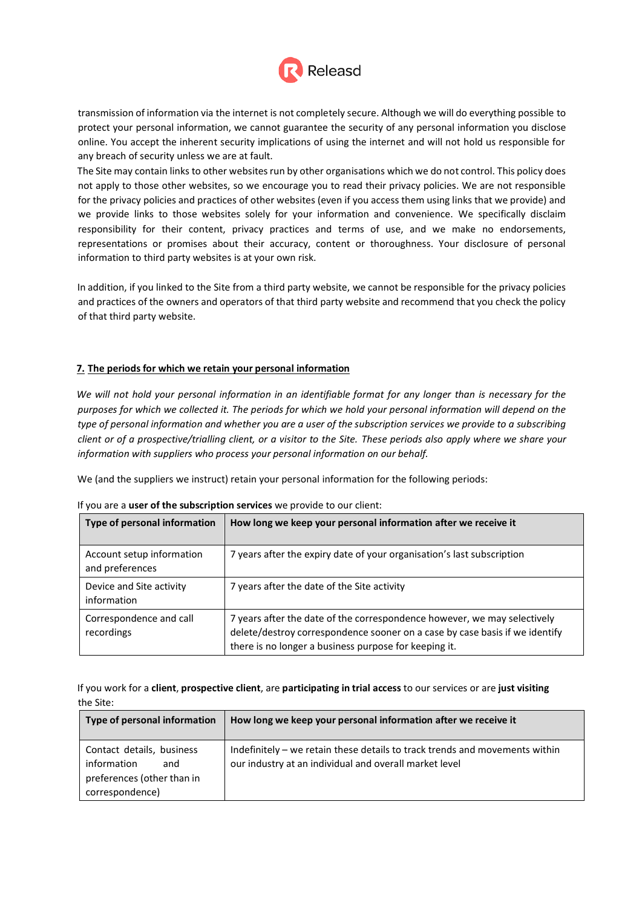transmission of information via the internet is not completely secure. Although we will do everything possible to protect your personal information, we cannot guarantee the security of any personal information you disclose online. You accept the inherent security implications of using the internet and will not hold us responsible for any breach of security unless we are at fault.

The Site may contain links to other websites run by other organisations which we do not control. This policy does not apply to those other websites, so we encourage you to read their privacy policies. We are not responsible for the privacy policies and practices of other websites (even if you access them using links that we provide) and we provide links to those websites solely for your information and convenience. We specifically disclaim responsibility for their content, privacy practices and terms of use, and we make no endorsements, representations or promises about their accuracy, content or thoroughness. Your disclosure of personal information to third party websites is at your own risk.

In addition, if you linked to the Site from a third party website, we cannot be responsible for the privacy policies and practices of the owners and operators of that third party website and recommend that you check the policy of that third party website.

## 7. The periods for which we retain your personal information

*We will not hold your personal information in an identifiable format for any longer than is necessary for the purposes for which we collected it. The periods for which we hold your personal information will depend on the type of personal information and whether you are a user of the subscription services we provide to a subscribing client or of a prospective/trialling client, or a visitor to the Site. These periods also apply where we share your information with suppliers who process your personal information on our behalf.*

We (and the suppliers we instruct) retain your personal information for the following periods:

If you are a **user of the subscription services** we provide to our client:

| Type of personal information | How long we keep your personal information after we receive it |
|---|---|
| Account setup information and preferences | 7 years after the expiry date of your organisation's last subscription |
| Device and Site activity information | 7 years after the date of the Site activity |
| Correspondence and call recordings | 7 years after the date of the correspondence however, we may selectively delete/destroy correspondence sooner on a case by case basis if we identify there is no longer a business purpose for keeping it. |

If you work for a **client**, **prospective client**, are **participating in trial access** to our services or are **just visiting** the Site:

| Type of personal information | How long we keep your personal information after we receive it |
|---|---|
| Contact details, business information and preferences (other than in correspondence) | Indefinitely – we retain these details to track trends and movements within our industry at an individual and overall market level |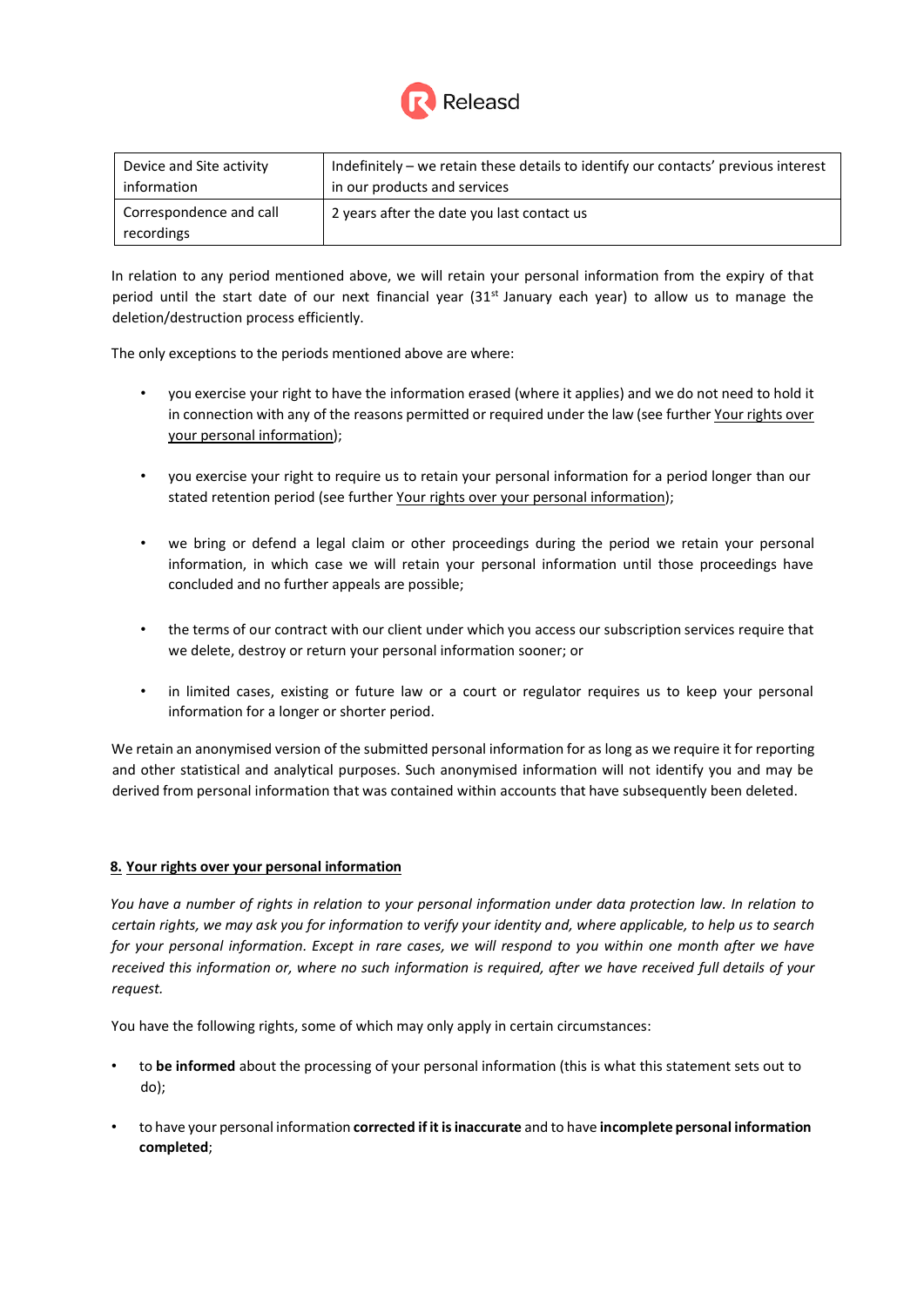| Device and Site activity information | Indefinitely – we retain these details to identify our contacts' previous interest in our products and services |
|---|---|
| Correspondence and call recordings | 2 years after the date you last contact us |

In relation to any period mentioned above, we will retain your personal information from the expiry of that period until the start date of our next financial year (31st January each year) to allow us to manage the deletion/destruction process efficiently.

The only exceptions to the periods mentioned above are where:

- you exercise your right to have the information erased (where it applies) and we do not need to hold it in connection with any of the reasons permitted or required under the law (see further Your rights over your personal information);
- you exercise your right to require us to retain your personal information for a period longer than our stated retention period (see further Your rights over your personal information);
- we bring or defend a legal claim or other proceedings during the period we retain your personal information, in which case we will retain your personal information until those proceedings have concluded and no further appeals are possible;
- the terms of our contract with our client under which you access our subscription services require that we delete, destroy or return your personal information sooner; or
- in limited cases, existing or future law or a court or regulator requires us to keep your personal information for a longer or shorter period.

We retain an anonymised version of the submitted personal information for as long as we require it for reporting and other statistical and analytical purposes. Such anonymised information will not identify you and may be derived from personal information that was contained within accounts that have subsequently been deleted.

## 8. Your rights over your personal information

*You have a number of rights in relation to your personal information under data protection law. In relation to certain rights, we may ask you for information to verify your identity and, where applicable, to help us to search for your personal information. Except in rare cases, we will respond to you within one month after we have received this information or, where no such information is required, after we have received full details of your request.*

You have the following rights, some of which may only apply in certain circumstances:

- to **be informed** about the processing of your personal information (this is what this statement sets out to do);
- to have your personal information **corrected if it is inaccurate** and to have **incomplete personal information completed**;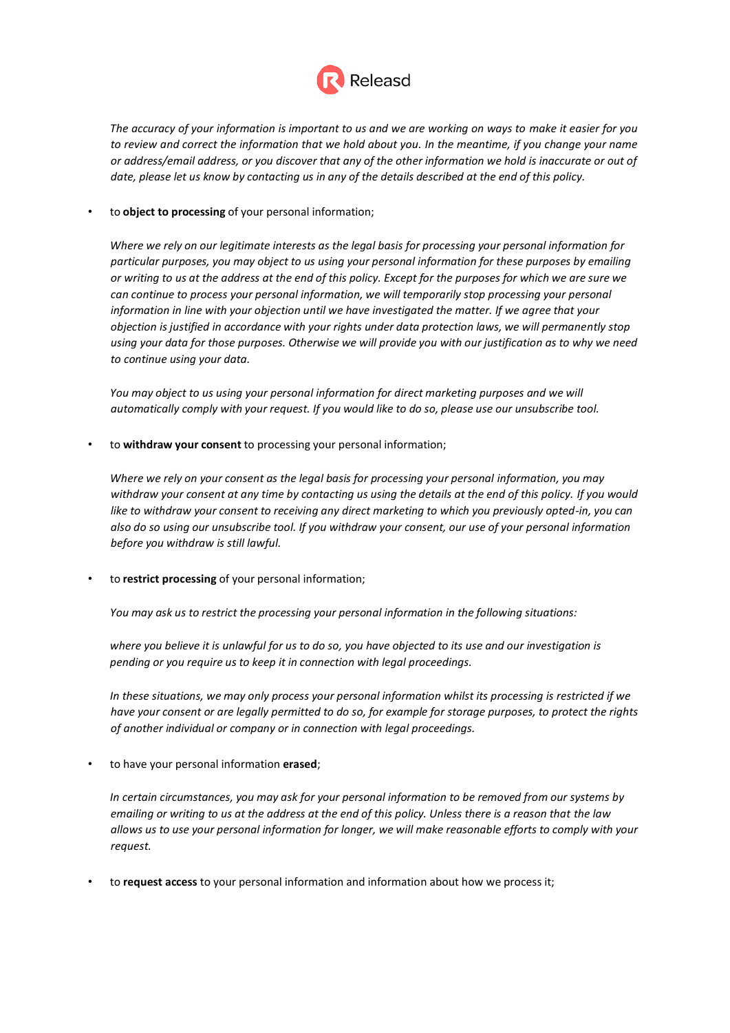*The accuracy of your information is important to us and we are working on ways to make it easier for you to review and correct the information that we hold about you. In the meantime, if you change your name or address/email address, or you discover that any of the other information we hold is inaccurate or out of date, please let us know by contacting us in any of the details described at the end of this policy.*

- to **object to processing** of your personal information;

  *Where we rely on our legitimate interests as the legal basis for processing your personal information for particular purposes, you may object to us using your personal information for these purposes by emailing or writing to us at the address at the end of this policy. Except for the purposes for which we are sure we can continue to process your personal information, we will temporarily stop processing your personal information in line with your objection until we have investigated the matter. If we agree that your objection is justified in accordance with your rights under data protection laws, we will permanently stop using your data for those purposes. Otherwise we will provide you with our justification as to why we need to continue using your data.*

  *You may object to us using your personal information for direct marketing purposes and we will automatically comply with your request. If you would like to do so, please use our unsubscribe tool.*

- to **withdraw your consent** to processing your personal information;

  *Where we rely on your consent as the legal basis for processing your personal information, you may withdraw your consent at any time by contacting us using the details at the end of this policy. If you would like to withdraw your consent to receiving any direct marketing to which you previously opted-in, you can also do so using our unsubscribe tool. If you withdraw your consent, our use of your personal information before you withdraw is still lawful.*

- to **restrict processing** of your personal information;

  *You may ask us to restrict the processing your personal information in the following situations:*

  *where you believe it is unlawful for us to do so, you have objected to its use and our investigation is pending or you require us to keep it in connection with legal proceedings.*

  *In these situations, we may only process your personal information whilst its processing is restricted if we have your consent or are legally permitted to do so, for example for storage purposes, to protect the rights of another individual or company or in connection with legal proceedings.*

- to have your personal information **erased**;

  *In certain circumstances, you may ask for your personal information to be removed from our systems by emailing or writing to us at the address at the end of this policy. Unless there is a reason that the law allows us to use your personal information for longer, we will make reasonable efforts to comply with your request.*

- to **request access** to your personal information and information about how we process it;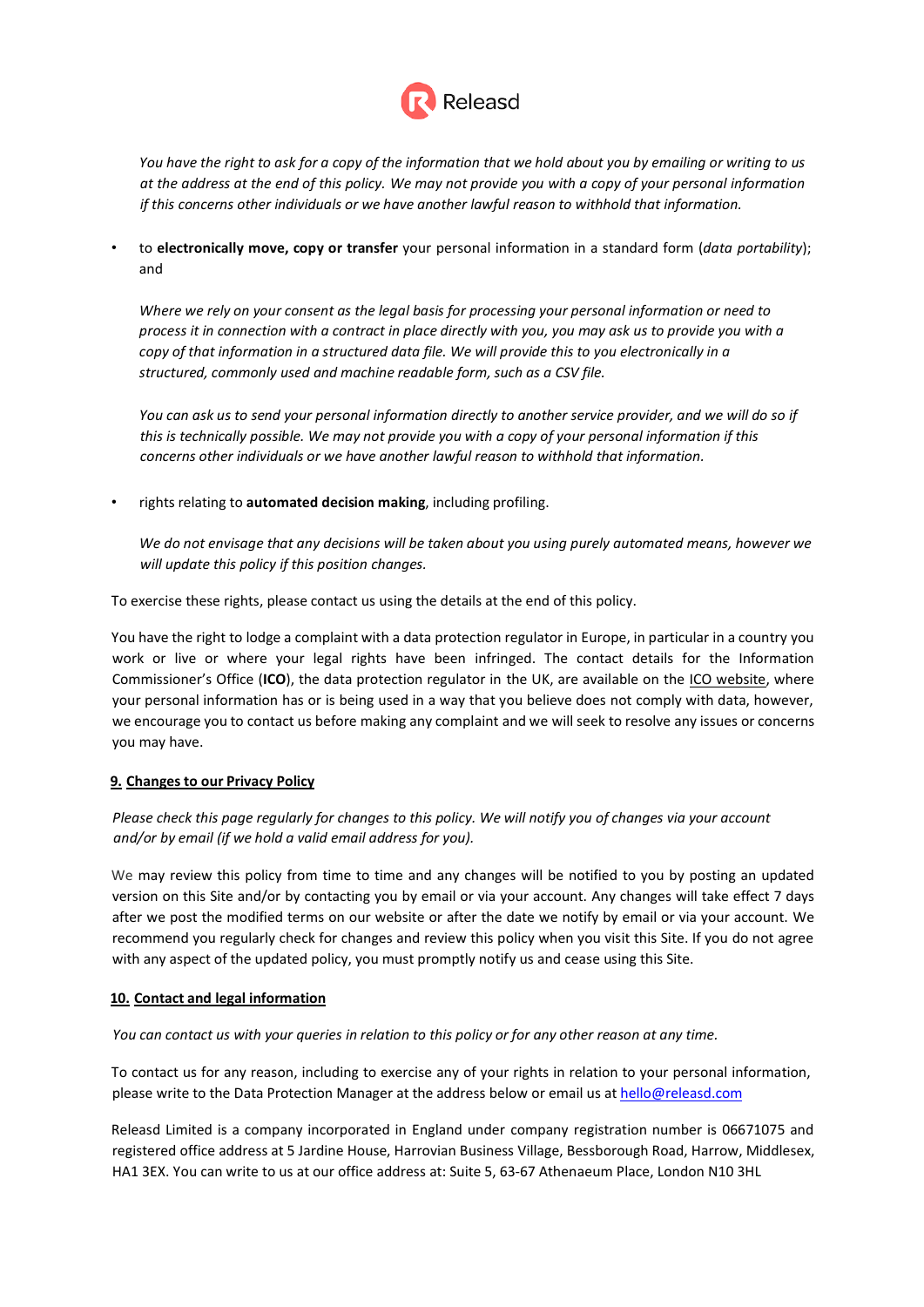*You have the right to ask for a copy of the information that we hold about you by emailing or writing to us at the address at the end of this policy. We may not provide you with a copy of your personal information if this concerns other individuals or we have another lawful reason to withhold that information.*

- to **electronically move, copy or transfer** your personal information in a standard form (*data portability*); and

  *Where we rely on your consent as the legal basis for processing your personal information or need to process it in connection with a contract in place directly with you, you may ask us to provide you with a copy of that information in a structured data file. We will provide this to you electronically in a structured, commonly used and machine readable form, such as a CSV file.*

  *You can ask us to send your personal information directly to another service provider, and we will do so if this is technically possible. We may not provide you with a copy of your personal information if this concerns other individuals or we have another lawful reason to withhold that information.*

- rights relating to **automated decision making**, including profiling.

  *We do not envisage that any decisions will be taken about you using purely automated means, however we will update this policy if this position changes.*

To exercise these rights, please contact us using the details at the end of this policy.

You have the right to lodge a complaint with a data protection regulator in Europe, in particular in a country you work or live or where your legal rights have been infringed. The contact details for the Information Commissioner's Office (**ICO**), the data protection regulator in the UK, are available on the ICO website, where your personal information has or is being used in a way that you believe does not comply with data, however, we encourage you to contact us before making any complaint and we will seek to resolve any issues or concerns you may have.

## 9. Changes to our Privacy Policy

*Please check this page regularly for changes to this policy. We will notify you of changes via your account and/or by email (if we hold a valid email address for you).*

We may review this policy from time to time and any changes will be notified to you by posting an updated version on this Site and/or by contacting you by email or via your account. Any changes will take effect 7 days after we post the modified terms on our website or after the date we notify by email or via your account. We recommend you regularly check for changes and review this policy when you visit this Site. If you do not agree with any aspect of the updated policy, you must promptly notify us and cease using this Site.

## 10. Contact and legal information

*You can contact us with your queries in relation to this policy or for any other reason at any time.*

To contact us for any reason, including to exercise any of your rights in relation to your personal information, please write to the Data Protection Manager at the address below or email us at hello@releasd.com

Releasd Limited is a company incorporated in England under company registration number is 06671075 and registered office address at 5 Jardine House, Harrovian Business Village, Bessborough Road, Harrow, Middlesex, HA1 3EX. You can write to us at our office address at: Suite 5, 63-67 Athenaeum Place, London N10 3HL